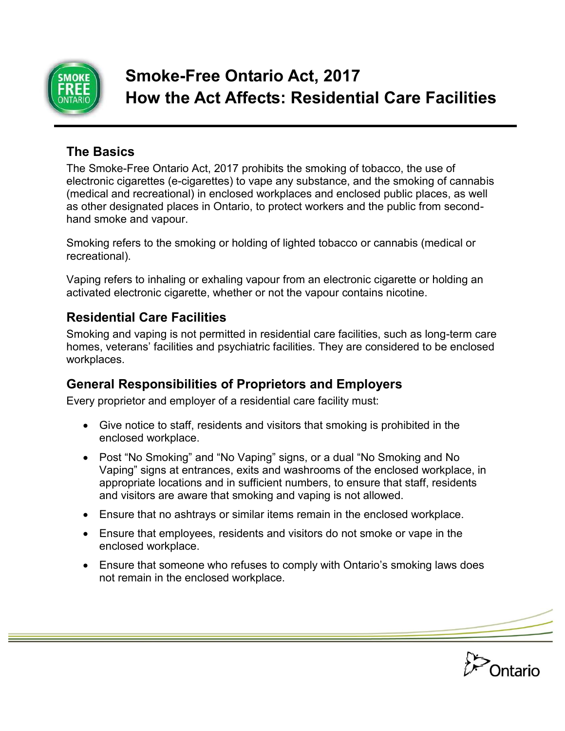# Smoke-Free Ontario Act, 2017
# How the Act Affects: Residential Care Facilities

## The Basics

The Smoke-Free Ontario Act, 2017 prohibits the smoking of tobacco, the use of electronic cigarettes (e-cigarettes) to vape any substance, and the smoking of cannabis (medical and recreational) in enclosed workplaces and enclosed public places, as well as other designated places in Ontario, to protect workers and the public from second-hand smoke and vapour.

Smoking refers to the smoking or holding of lighted tobacco or cannabis (medical or recreational).

Vaping refers to inhaling or exhaling vapour from an electronic cigarette or holding an activated electronic cigarette, whether or not the vapour contains nicotine.

## Residential Care Facilities

Smoking and vaping is not permitted in residential care facilities, such as long-term care homes, veterans' facilities and psychiatric facilities. They are considered to be enclosed workplaces.

## General Responsibilities of Proprietors and Employers

Every proprietor and employer of a residential care facility must:

- Give notice to staff, residents and visitors that smoking is prohibited in the enclosed workplace.
- Post "No Smoking" and "No Vaping" signs, or a dual "No Smoking and No Vaping" signs at entrances, exits and washrooms of the enclosed workplace, in appropriate locations and in sufficient numbers, to ensure that staff, residents and visitors are aware that smoking and vaping is not allowed.
- Ensure that no ashtrays or similar items remain in the enclosed workplace.
- Ensure that employees, residents and visitors do not smoke or vape in the enclosed workplace.
- Ensure that someone who refuses to comply with Ontario's smoking laws does not remain in the enclosed workplace.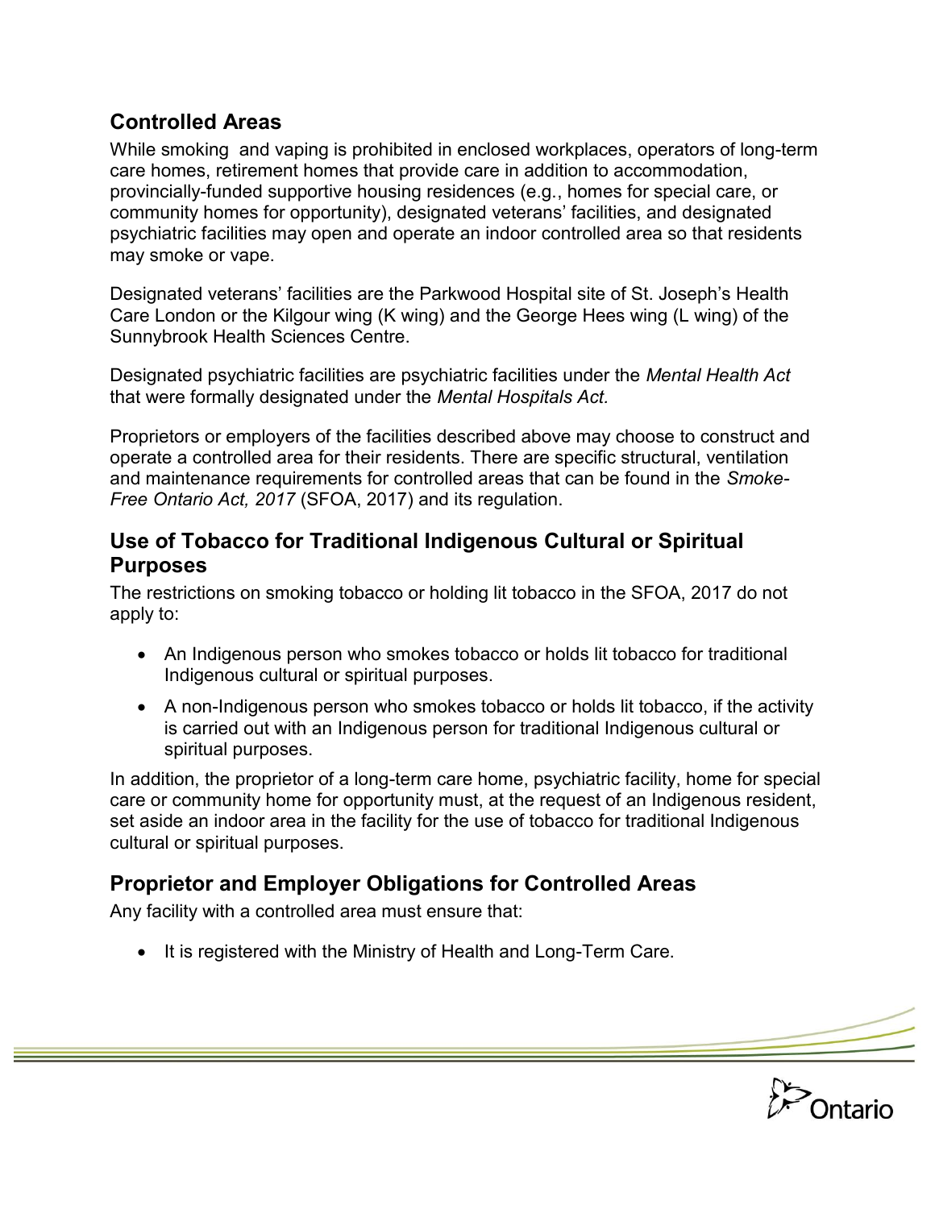## Controlled Areas

While smoking and vaping is prohibited in enclosed workplaces, operators of long-term care homes, retirement homes that provide care in addition to accommodation, provincially-funded supportive housing residences (e.g., homes for special care, or community homes for opportunity), designated veterans' facilities, and designated psychiatric facilities may open and operate an indoor controlled area so that residents may smoke or vape.

Designated veterans' facilities are the Parkwood Hospital site of St. Joseph's Health Care London or the Kilgour wing (K wing) and the George Hees wing (L wing) of the Sunnybrook Health Sciences Centre.

Designated psychiatric facilities are psychiatric facilities under the *Mental Health Act* that were formally designated under the *Mental Hospitals Act.*

Proprietors or employers of the facilities described above may choose to construct and operate a controlled area for their residents. There are specific structural, ventilation and maintenance requirements for controlled areas that can be found in the *Smoke-Free Ontario Act, 2017* (SFOA, 2017) and its regulation.

## Use of Tobacco for Traditional Indigenous Cultural or Spiritual Purposes

The restrictions on smoking tobacco or holding lit tobacco in the SFOA, 2017 do not apply to:

- An Indigenous person who smokes tobacco or holds lit tobacco for traditional Indigenous cultural or spiritual purposes.
- A non-Indigenous person who smokes tobacco or holds lit tobacco, if the activity is carried out with an Indigenous person for traditional Indigenous cultural or spiritual purposes.

In addition, the proprietor of a long-term care home, psychiatric facility, home for special care or community home for opportunity must, at the request of an Indigenous resident, set aside an indoor area in the facility for the use of tobacco for traditional Indigenous cultural or spiritual purposes.

## Proprietor and Employer Obligations for Controlled Areas

Any facility with a controlled area must ensure that:

- It is registered with the Ministry of Health and Long-Term Care.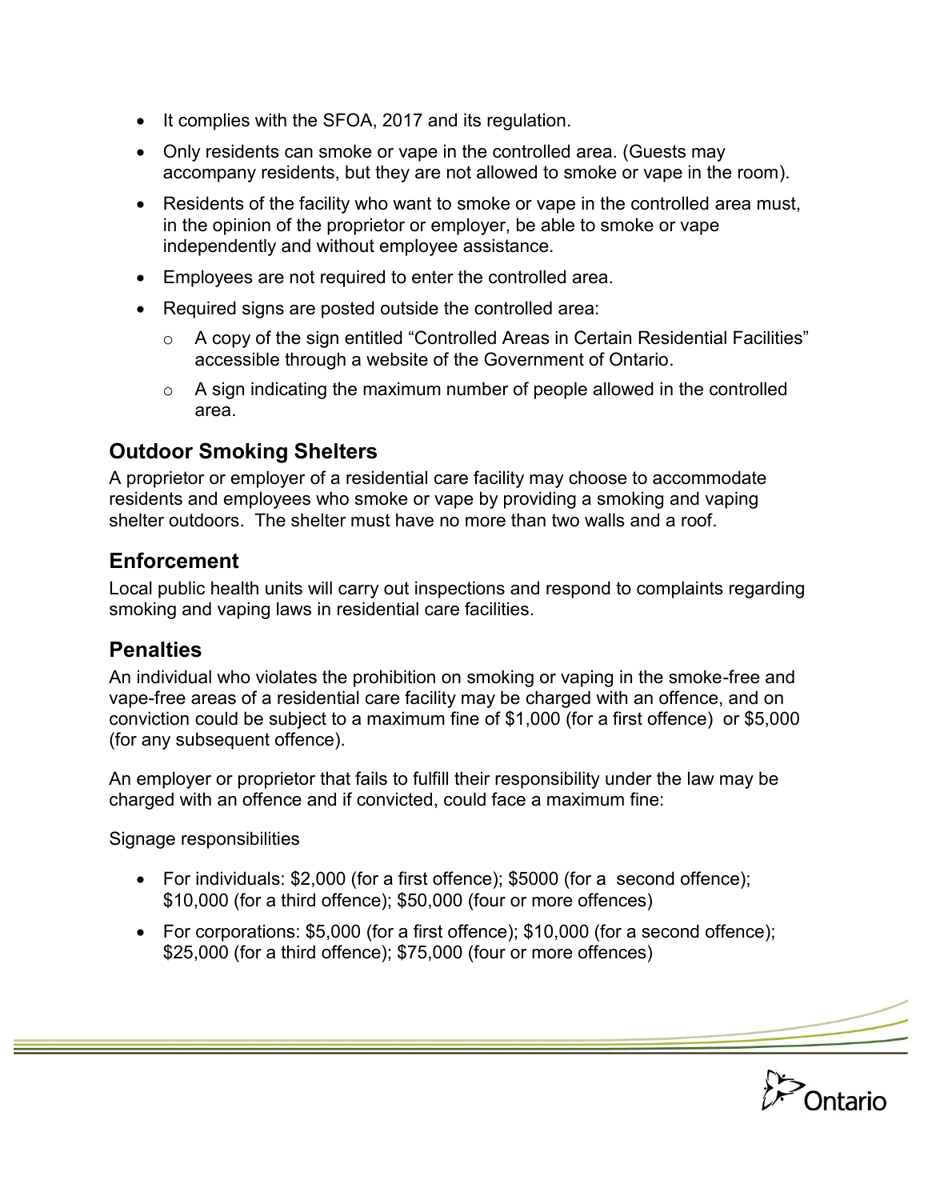- It complies with the SFOA, 2017 and its regulation.
- Only residents can smoke or vape in the controlled area. (Guests may accompany residents, but they are not allowed to smoke or vape in the room).
- Residents of the facility who want to smoke or vape in the controlled area must, in the opinion of the proprietor or employer, be able to smoke or vape independently and without employee assistance.
- Employees are not required to enter the controlled area.
- Required signs are posted outside the controlled area:
  - A copy of the sign entitled "Controlled Areas in Certain Residential Facilities" accessible through a website of the Government of Ontario.
  - A sign indicating the maximum number of people allowed in the controlled area.

## Outdoor Smoking Shelters

A proprietor or employer of a residential care facility may choose to accommodate residents and employees who smoke or vape by providing a smoking and vaping shelter outdoors. The shelter must have no more than two walls and a roof.

## Enforcement

Local public health units will carry out inspections and respond to complaints regarding smoking and vaping laws in residential care facilities.

## Penalties

An individual who violates the prohibition on smoking or vaping in the smoke-free and vape-free areas of a residential care facility may be charged with an offence, and on conviction could be subject to a maximum fine of $1,000 (for a first offence) or $5,000 (for any subsequent offence).

An employer or proprietor that fails to fulfill their responsibility under the law may be charged with an offence and if convicted, could face a maximum fine:

Signage responsibilities

- For individuals: $2,000 (for a first offence); $5000 (for a second offence); $10,000 (for a third offence); $50,000 (four or more offences)
- For corporations: $5,000 (for a first offence); $10,000 (for a second offence); $25,000 (for a third offence); $75,000 (four or more offences)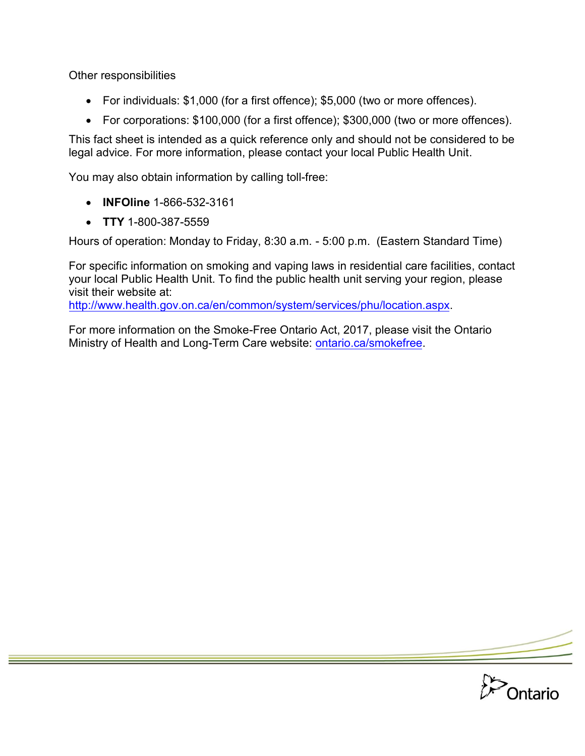Other responsibilities

- For individuals: $1,000 (for a first offence); $5,000 (two or more offences).
- For corporations: $100,000 (for a first offence); $300,000 (two or more offences).

This fact sheet is intended as a quick reference only and should not be considered to be legal advice. For more information, please contact your local Public Health Unit.

You may also obtain information by calling toll-free:

- **INFOline** 1-866-532-3161
- **TTY** 1-800-387-5559

Hours of operation: Monday to Friday, 8:30 a.m. - 5:00 p.m. (Eastern Standard Time)

For specific information on smoking and vaping laws in residential care facilities, contact your local Public Health Unit. To find the public health unit serving your region, please visit their website at:
[http://www.health.gov.on.ca/en/common/system/services/phu/location.aspx](http://www.health.gov.on.ca/en/common/system/services/phu/location.aspx).

For more information on the Smoke-Free Ontario Act, 2017, please visit the Ontario Ministry of Health and Long-Term Care website: [ontario.ca/smokefree](ontario.ca/smokefree).

Ontario